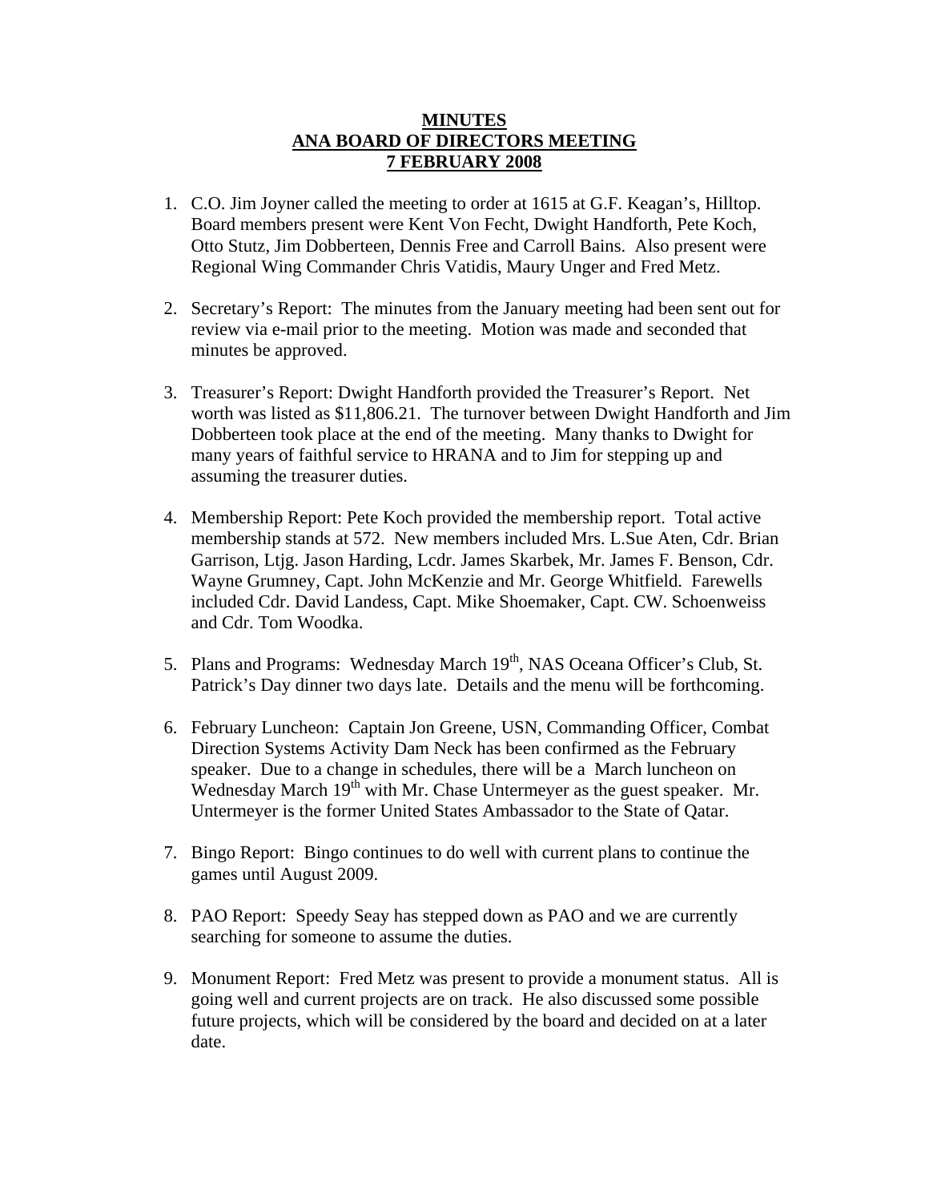# MINUTES
# ANA BOARD OF DIRECTORS MEETING
# 7 FEBRUARY 2008

1. C.O. Jim Joyner called the meeting to order at 1615 at G.F. Keagan's, Hilltop. Board members present were Kent Von Fecht, Dwight Handforth, Pete Koch, Otto Stutz, Jim Dobberteen, Dennis Free and Carroll Bains. Also present were Regional Wing Commander Chris Vatidis, Maury Unger and Fred Metz.

2. Secretary's Report: The minutes from the January meeting had been sent out for review via e-mail prior to the meeting. Motion was made and seconded that minutes be approved.

3. Treasurer's Report: Dwight Handforth provided the Treasurer's Report. Net worth was listed as $11,806.21. The turnover between Dwight Handforth and Jim Dobberteen took place at the end of the meeting. Many thanks to Dwight for many years of faithful service to HRANA and to Jim for stepping up and assuming the treasurer duties.

4. Membership Report: Pete Koch provided the membership report. Total active membership stands at 572. New members included Mrs. L.Sue Aten, Cdr. Brian Garrison, Ltjg. Jason Harding, Lcdr. James Skarbek, Mr. James F. Benson, Cdr. Wayne Grumney, Capt. John McKenzie and Mr. George Whitfield. Farewells included Cdr. David Landess, Capt. Mike Shoemaker, Capt. CW. Schoenweiss and Cdr. Tom Woodka.

5. Plans and Programs: Wednesday March 19th, NAS Oceana Officer's Club, St. Patrick's Day dinner two days late. Details and the menu will be forthcoming.

6. February Luncheon: Captain Jon Greene, USN, Commanding Officer, Combat Direction Systems Activity Dam Neck has been confirmed as the February speaker. Due to a change in schedules, there will be a March luncheon on Wednesday March 19th with Mr. Chase Untermeyer as the guest speaker. Mr. Untermeyer is the former United States Ambassador to the State of Qatar.

7. Bingo Report: Bingo continues to do well with current plans to continue the games until August 2009.

8. PAO Report: Speedy Seay has stepped down as PAO and we are currently searching for someone to assume the duties.

9. Monument Report: Fred Metz was present to provide a monument status. All is going well and current projects are on track. He also discussed some possible future projects, which will be considered by the board and decided on at a later date.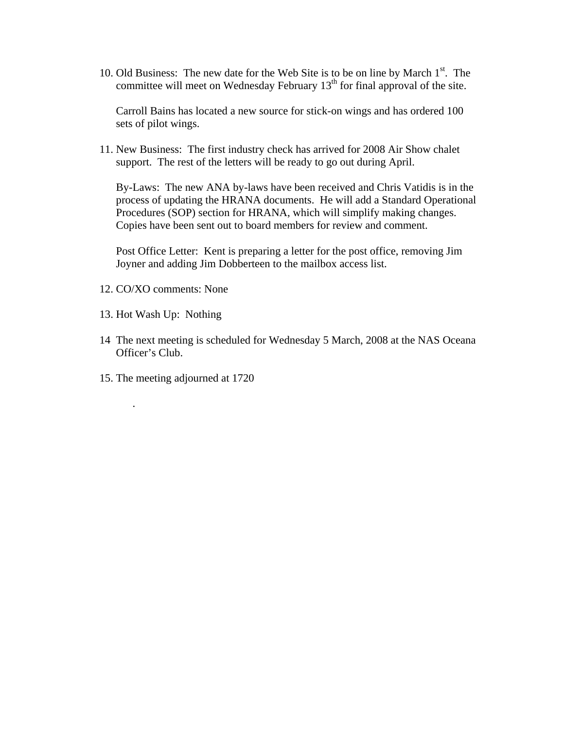10. Old Business: The new date for the Web Site is to be on line by March 1st. The committee will meet on Wednesday February 13th for final approval of the site.

    Carroll Bains has located a new source for stick-on wings and has ordered 100 sets of pilot wings.

11. New Business: The first industry check has arrived for 2008 Air Show chalet support. The rest of the letters will be ready to go out during April.

    By-Laws: The new ANA by-laws have been received and Chris Vatidis is in the process of updating the HRANA documents. He will add a Standard Operational Procedures (SOP) section for HRANA, which will simplify making changes. Copies have been sent out to board members for review and comment.

    Post Office Letter: Kent is preparing a letter for the post office, removing Jim Joyner and adding Jim Dobberteen to the mailbox access list.

12. CO/XO comments: None

13. Hot Wash Up: Nothing

14 The next meeting is scheduled for Wednesday 5 March, 2008 at the NAS Oceana Officer's Club.

15. The meeting adjourned at 1720

.